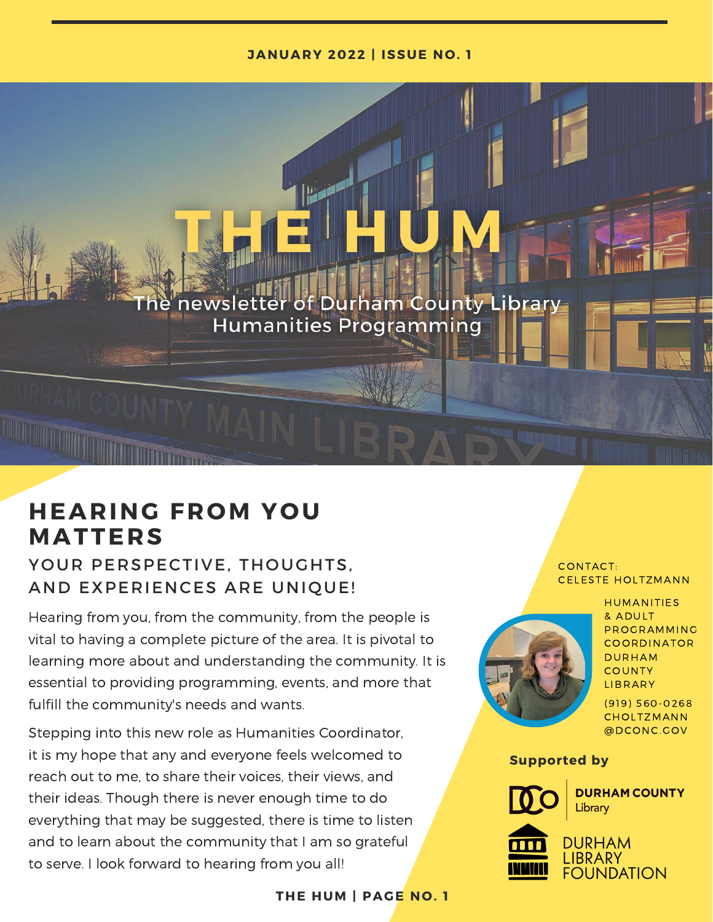JANUARY 2022 | ISSUE NO. 1

# THE HUM

The newsletter of Durham County Library Humanities Programming

## HEARING FROM YOU MATTERS

### YOUR PERSPECTIVE, THOUGHTS, AND EXPERIENCES ARE UNIQUE!

Hearing from you, from the community, from the people is vital to having a complete picture of the area. It is pivotal to learning more about and understanding the community. It is essential to providing programming, events, and more that fulfill the community's needs and wants.

Stepping into this new role as Humanities Coordinator, it is my hope that any and everyone feels welcomed to reach out to me, to share their voices, their views, and their ideas. Though there is never enough time to do everything that may be suggested, there is time to listen and to learn about the community that I am so grateful to serve. I look forward to hearing from you all!

CONTACT:
CELESTE HOLTZMANN

HUMANITIES & ADULT PROGRAMMING COORDINATOR DURHAM COUNTY LIBRARY

(919) 560-0268
CHOLTZMANN@DCONC.GOV

**Supported by**

DURHAM COUNTY Library

DURHAM LIBRARY FOUNDATION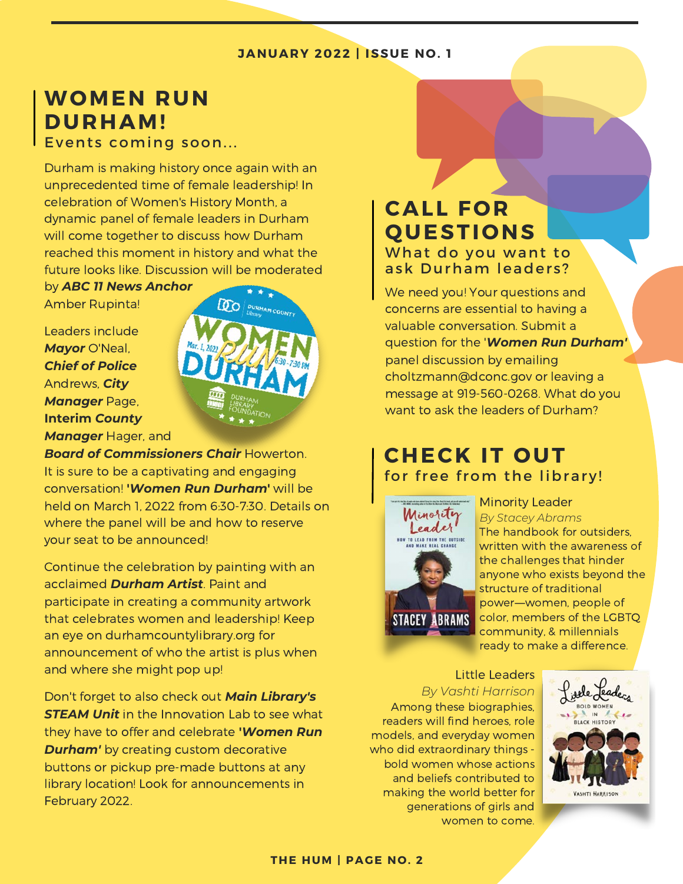JANUARY 2022 | ISSUE NO. 1

# WOMEN RUN DURHAM!

### Events coming soon...

Durham is making history once again with an unprecedented time of female leadership! In celebration of Women's History Month, a dynamic panel of female leaders in Durham will come together to discuss how Durham reached this moment in history and what the future looks like. Discussion will be moderated by ***ABC 11 News Anchor*** Amber Rupinta!

Leaders include ***Mayor*** O'Neal, ***Chief of Police*** Andrews, ***City Manager*** Page, **Interim *County Manager*** Hager, and ***Board of Commissioners Chair*** Howerton. It is sure to be a captivating and engaging conversation! ***'Women Run Durham'*** will be held on March 1, 2022 from 6:30-7:30. Details on where the panel will be and how to reserve your seat to be announced!

Continue the celebration by painting with an acclaimed ***Durham Artist***. Paint and participate in creating a community artwork that celebrates women and leadership! Keep an eye on durhamcountylibrary.org for announcement of who the artist is plus when and where she might pop up!

Don't forget to also check out ***Main Library's STEAM Unit*** in the Innovation Lab to see what they have to offer and celebrate ***'Women Run Durham'*** by creating custom decorative buttons or pickup pre-made buttons at any library location! Look for announcements in February 2022.

# CALL FOR QUESTIONS

### What do you want to ask Durham leaders?

We need you! Your questions and concerns are essential to having a valuable conversation. Submit a question for the '***Women Run Durham'*** panel discussion by emailing choltzmann@dconc.gov or leaving a message at 919-560-0268. What do you want to ask the leaders of Durham?

# CHECK IT OUT

### for free from the library!

Minority Leader
*By Stacey Abrams*
The handbook for outsiders, written with the awareness of the challenges that hinder anyone who exists beyond the structure of traditional power—women, people of color, members of the LGBTQ community, & millennials ready to make a difference.

Little Leaders
*By Vashti Harrison*
Among these biographies, readers will find heroes, role models, and everyday women who did extraordinary things - bold women whose actions and beliefs contributed to making the world better for generations of girls and women to come.